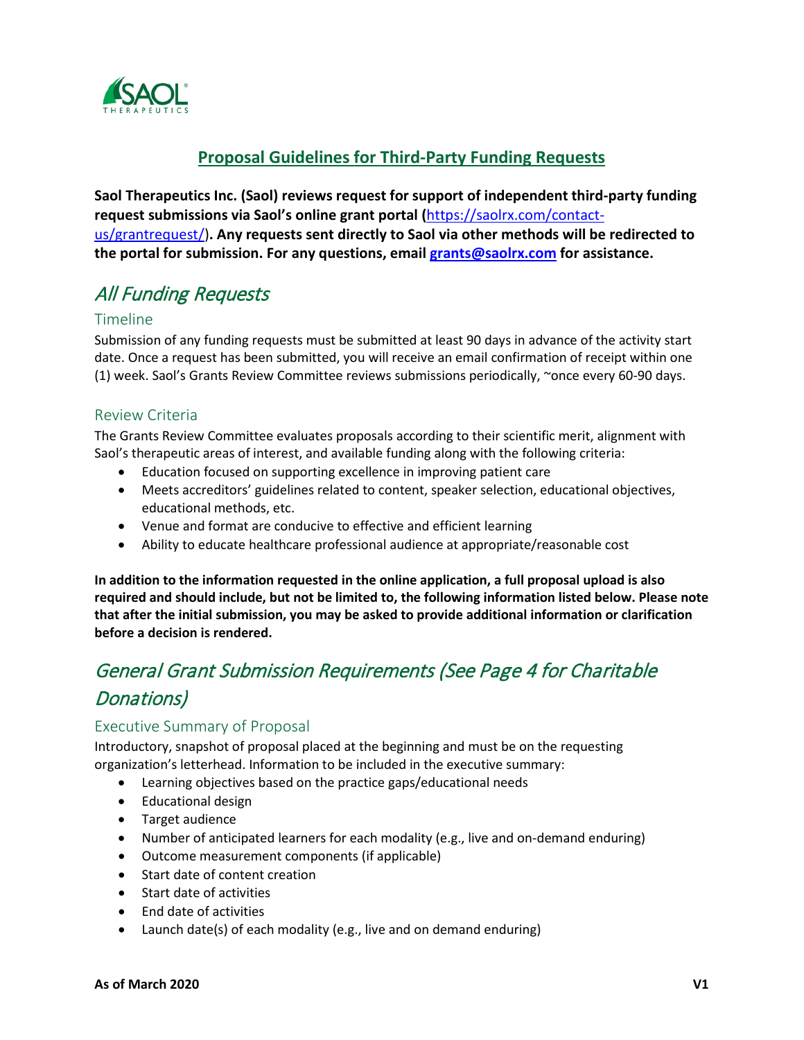## Proposal Guidelines for Third-Party Funding Requests

**Saol Therapeutics Inc. (Saol) reviews request for support of independent third-party funding request submissions via Saol's online grant portal (**[https://saolrx.com/contact-us/grantrequest/](https://saolrx.com/contact-us/grantrequest/)**). Any requests sent directly to Saol via other methods will be redirected to the portal for submission. For any questions, email [grants@saolrx.com](mailto:grants@saolrx.com) for assistance.**

# *All Funding Requests*

### Timeline

Submission of any funding requests must be submitted at least 90 days in advance of the activity start date. Once a request has been submitted, you will receive an email confirmation of receipt within one (1) week. Saol's Grants Review Committee reviews submissions periodically, ~once every 60-90 days.

### Review Criteria

The Grants Review Committee evaluates proposals according to their scientific merit, alignment with Saol's therapeutic areas of interest, and available funding along with the following criteria:

- Education focused on supporting excellence in improving patient care
- Meets accreditors' guidelines related to content, speaker selection, educational objectives, educational methods, etc.
- Venue and format are conducive to effective and efficient learning
- Ability to educate healthcare professional audience at appropriate/reasonable cost

**In addition to the information requested in the online application, a full proposal upload is also required and should include, but not be limited to, the following information listed below. Please note that after the initial submission, you may be asked to provide additional information or clarification before a decision is rendered.**

# *General Grant Submission Requirements (See Page 4 for Charitable Donations)*

### Executive Summary of Proposal

Introductory, snapshot of proposal placed at the beginning and must be on the requesting organization's letterhead. Information to be included in the executive summary:

- Learning objectives based on the practice gaps/educational needs
- Educational design
- Target audience
- Number of anticipated learners for each modality (e.g., live and on-demand enduring)
- Outcome measurement components (if applicable)
- Start date of content creation
- Start date of activities
- End date of activities
- Launch date(s) of each modality (e.g., live and on demand enduring)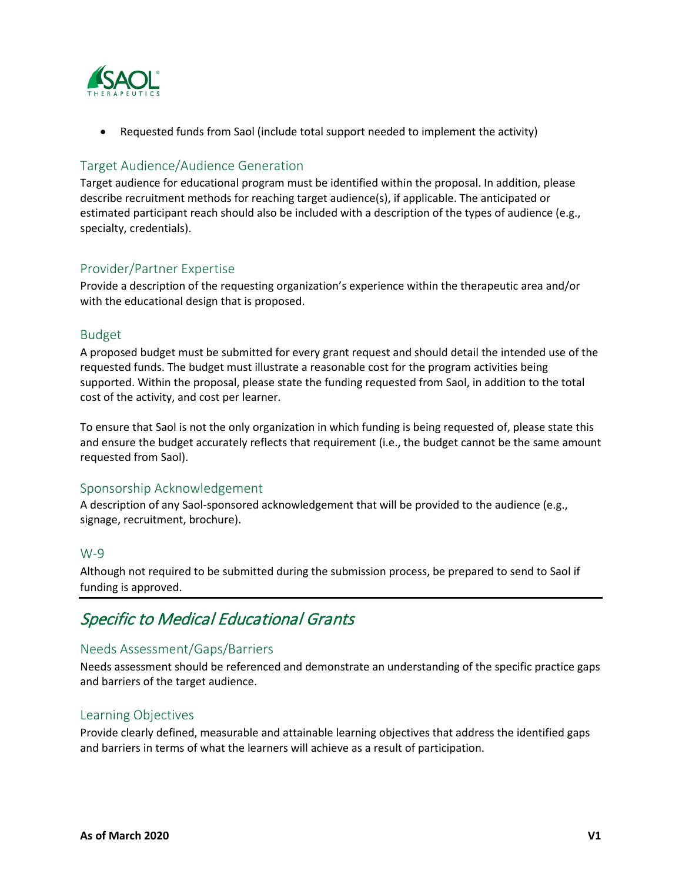- Requested funds from Saol (include total support needed to implement the activity)

### Target Audience/Audience Generation

Target audience for educational program must be identified within the proposal. In addition, please describe recruitment methods for reaching target audience(s), if applicable. The anticipated or estimated participant reach should also be included with a description of the types of audience (e.g., specialty, credentials).

### Provider/Partner Expertise

Provide a description of the requesting organization's experience within the therapeutic area and/or with the educational design that is proposed.

### Budget

A proposed budget must be submitted for every grant request and should detail the intended use of the requested funds. The budget must illustrate a reasonable cost for the program activities being supported. Within the proposal, please state the funding requested from Saol, in addition to the total cost of the activity, and cost per learner.

To ensure that Saol is not the only organization in which funding is being requested of, please state this and ensure the budget accurately reflects that requirement (i.e., the budget cannot be the same amount requested from Saol).

### Sponsorship Acknowledgement

A description of any Saol-sponsored acknowledgement that will be provided to the audience (e.g., signage, recruitment, brochure).

### W-9

Although not required to be submitted during the submission process, be prepared to send to Saol if funding is approved.

---

## *Specific to Medical Educational Grants*

### Needs Assessment/Gaps/Barriers

Needs assessment should be referenced and demonstrate an understanding of the specific practice gaps and barriers of the target audience.

### Learning Objectives

Provide clearly defined, measurable and attainable learning objectives that address the identified gaps and barriers in terms of what the learners will achieve as a result of participation.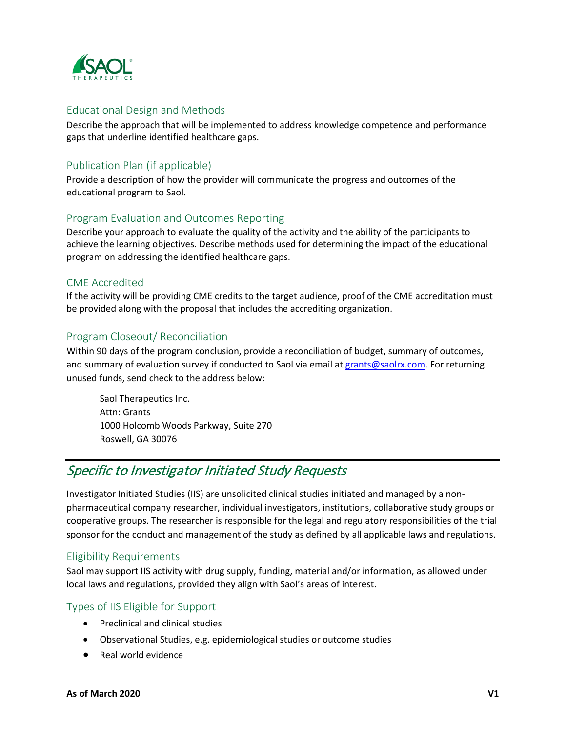## Educational Design and Methods

Describe the approach that will be implemented to address knowledge competence and performance gaps that underline identified healthcare gaps.

## Publication Plan (if applicable)

Provide a description of how the provider will communicate the progress and outcomes of the educational program to Saol.

## Program Evaluation and Outcomes Reporting

Describe your approach to evaluate the quality of the activity and the ability of the participants to achieve the learning objectives. Describe methods used for determining the impact of the educational program on addressing the identified healthcare gaps.

## CME Accredited

If the activity will be providing CME credits to the target audience, proof of the CME accreditation must be provided along with the proposal that includes the accrediting organization.

## Program Closeout/ Reconciliation

Within 90 days of the program conclusion, provide a reconciliation of budget, summary of outcomes, and summary of evaluation survey if conducted to Saol via email at grants@saolrx.com. For returning unused funds, send check to the address below:

> Saol Therapeutics Inc.
> Attn: Grants
> 1000 Holcomb Woods Parkway, Suite 270
> Roswell, GA 30076

# *Specific to Investigator Initiated Study Requests*

Investigator Initiated Studies (IIS) are unsolicited clinical studies initiated and managed by a non-pharmaceutical company researcher, individual investigators, institutions, collaborative study groups or cooperative groups. The researcher is responsible for the legal and regulatory responsibilities of the trial sponsor for the conduct and management of the study as defined by all applicable laws and regulations.

## Eligibility Requirements

Saol may support IIS activity with drug supply, funding, material and/or information, as allowed under local laws and regulations, provided they align with Saol's areas of interest.

## Types of IIS Eligible for Support

- Preclinical and clinical studies
- Observational Studies, e.g. epidemiological studies or outcome studies
- Real world evidence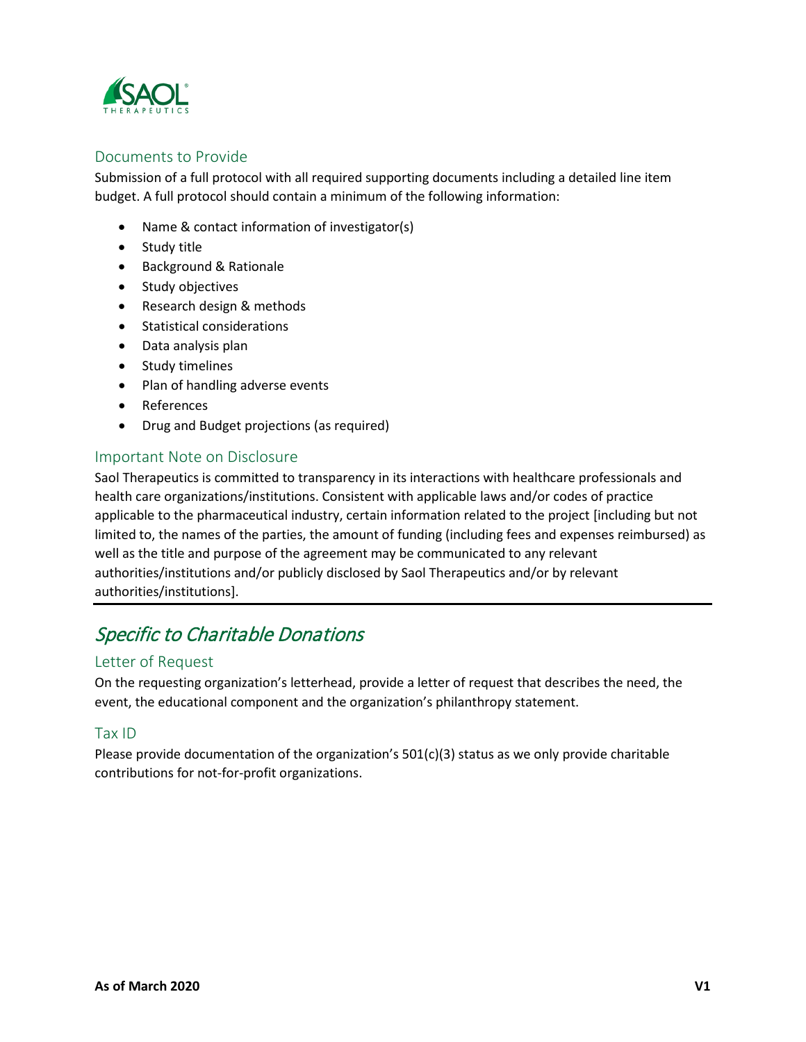### Documents to Provide

Submission of a full protocol with all required supporting documents including a detailed line item budget. A full protocol should contain a minimum of the following information:

- Name & contact information of investigator(s)
- Study title
- Background & Rationale
- Study objectives
- Research design & methods
- Statistical considerations
- Data analysis plan
- Study timelines
- Plan of handling adverse events
- References
- Drug and Budget projections (as required)

### Important Note on Disclosure

Saol Therapeutics is committed to transparency in its interactions with healthcare professionals and health care organizations/institutions. Consistent with applicable laws and/or codes of practice applicable to the pharmaceutical industry, certain information related to the project [including but not limited to, the names of the parties, the amount of funding (including fees and expenses reimbursed) as well as the title and purpose of the agreement may be communicated to any relevant authorities/institutions and/or publicly disclosed by Saol Therapeutics and/or by relevant authorities/institutions].

---

## *Specific to Charitable Donations*

### Letter of Request

On the requesting organization's letterhead, provide a letter of request that describes the need, the event, the educational component and the organization's philanthropy statement.

### Tax ID

Please provide documentation of the organization's 501(c)(3) status as we only provide charitable contributions for not-for-profit organizations.